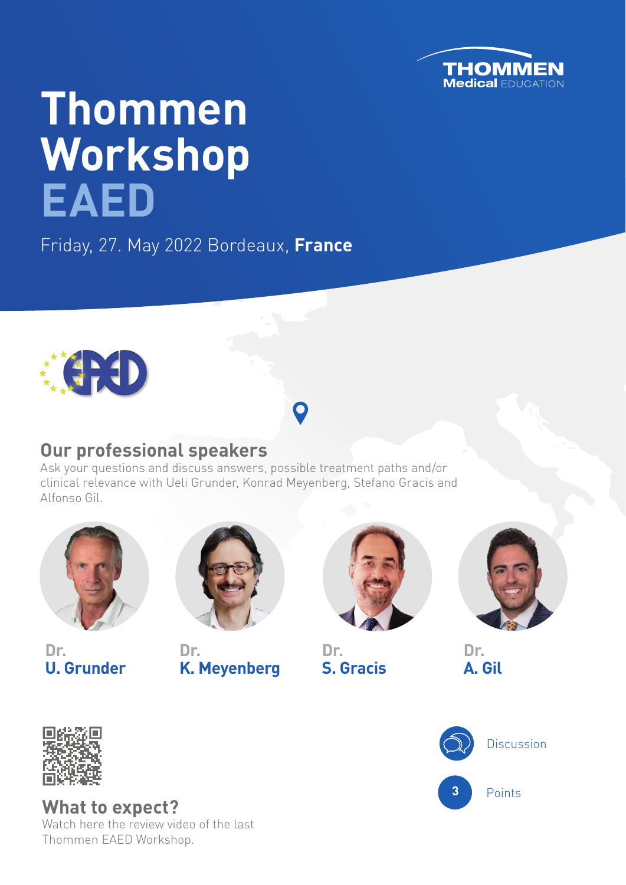THOMMEN Medical EDUCATION

# Thommen Workshop EAED

Friday, 27. May 2022 Bordeaux, **France**

## Our professional speakers

Ask your questions and discuss answers, possible treatment paths and/or clinical relevance with Ueli Grunder, Konrad Meyenberg, Stefano Gracis and Alfonso Gil.

**Dr. U. Grunder**

**Dr. K. Meyenberg**

**Dr. S. Gracis**

**Dr. A. Gil**

## What to expect?

Watch here the review video of the last Thommen EAED Workshop.

Discussion

3 Points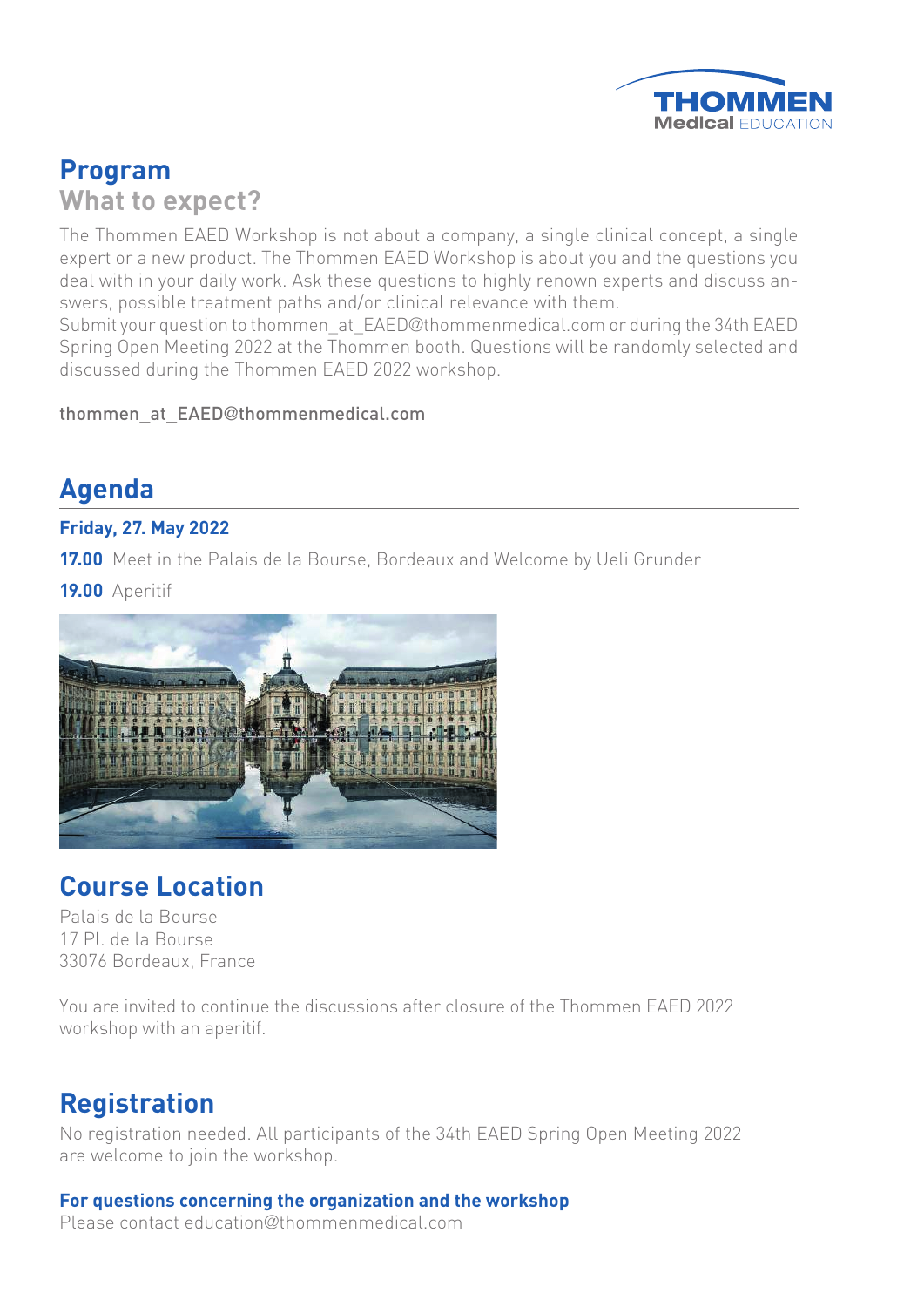# Program

## What to expect?

The Thommen EAED Workshop is not about a company, a single clinical concept, a single expert or a new product. The Thommen EAED Workshop is about you and the questions you deal with in your daily work. Ask these questions to highly renown experts and discuss answers, possible treatment paths and/or clinical relevance with them.
Submit your question to thommen_at_EAED@thommenmedical.com or during the 34th EAED Spring Open Meeting 2022 at the Thommen booth. Questions will be randomly selected and discussed during the Thommen EAED 2022 workshop.

thommen_at_EAED@thommenmedical.com

# Agenda

**Friday, 27. May 2022**

**17.00** Meet in the Palais de la Bourse, Bordeaux and Welcome by Ueli Grunder

**19.00** Aperitif

# Course Location

Palais de la Bourse
17 Pl. de la Bourse
33076 Bordeaux, France

You are invited to continue the discussions after closure of the Thommen EAED 2022 workshop with an aperitif.

# Registration

No registration needed. All participants of the 34th EAED Spring Open Meeting 2022 are welcome to join the workshop.

**For questions concerning the organization and the workshop**
Please contact education@thommenmedical.com